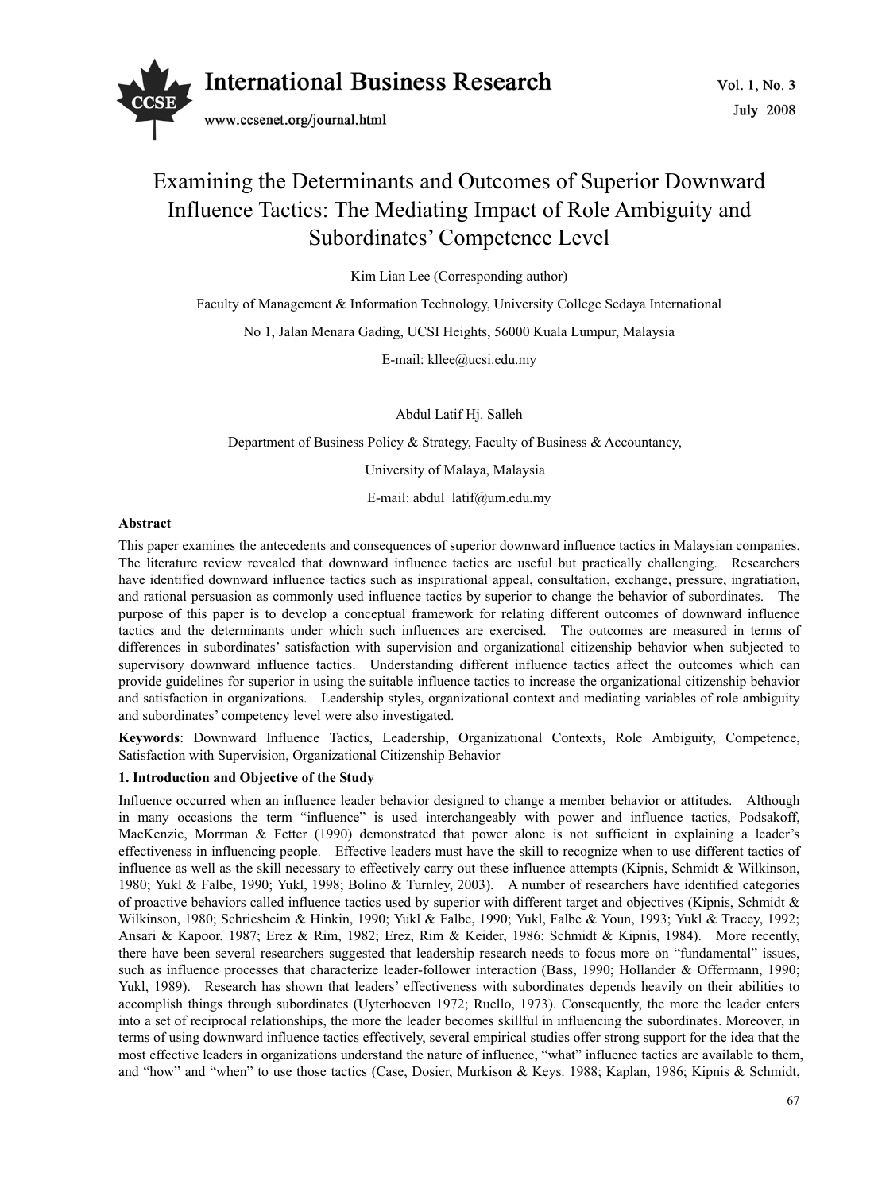# Examining the Determinants and Outcomes of Superior Downward Influence Tactics: The Mediating Impact of Role Ambiguity and Subordinates' Competence Level

Kim Lian Lee (Corresponding author)

Faculty of Management & Information Technology, University College Sedaya International

No 1, Jalan Menara Gading, UCSI Heights, 56000 Kuala Lumpur, Malaysia

E-mail: kllee@ucsi.edu.my

Abdul Latif Hj. Salleh

Department of Business Policy & Strategy, Faculty of Business & Accountancy,

University of Malaya, Malaysia

E-mail: abdul_latif@um.edu.my

**Abstract**

This paper examines the antecedents and consequences of superior downward influence tactics in Malaysian companies. The literature review revealed that downward influence tactics are useful but practically challenging. Researchers have identified downward influence tactics such as inspirational appeal, consultation, exchange, pressure, ingratiation, and rational persuasion as commonly used influence tactics by superior to change the behavior of subordinates. The purpose of this paper is to develop a conceptual framework for relating different outcomes of downward influence tactics and the determinants under which such influences are exercised. The outcomes are measured in terms of differences in subordinates' satisfaction with supervision and organizational citizenship behavior when subjected to supervisory downward influence tactics. Understanding different influence tactics affect the outcomes which can provide guidelines for superior in using the suitable influence tactics to increase the organizational citizenship behavior and satisfaction in organizations. Leadership styles, organizational context and mediating variables of role ambiguity and subordinates' competency level were also investigated.

**Keywords**: Downward Influence Tactics, Leadership, Organizational Contexts, Role Ambiguity, Competence, Satisfaction with Supervision, Organizational Citizenship Behavior

## 1. Introduction and Objective of the Study

Influence occurred when an influence leader behavior designed to change a member behavior or attitudes. Although in many occasions the term "influence" is used interchangeably with power and influence tactics, Podsakoff, MacKenzie, Morrman & Fetter (1990) demonstrated that power alone is not sufficient in explaining a leader's effectiveness in influencing people. Effective leaders must have the skill to recognize when to use different tactics of influence as well as the skill necessary to effectively carry out these influence attempts (Kipnis, Schmidt & Wilkinson, 1980; Yukl & Falbe, 1990; Yukl, 1998; Bolino & Turnley, 2003). A number of researchers have identified categories of proactive behaviors called influence tactics used by superior with different target and objectives (Kipnis, Schmidt & Wilkinson, 1980; Schriesheim & Hinkin, 1990; Yukl & Falbe, 1990; Yukl, Falbe & Youn, 1993; Yukl & Tracey, 1992; Ansari & Kapoor, 1987; Erez & Rim, 1982; Erez, Rim & Keider, 1986; Schmidt & Kipnis, 1984). More recently, there have been several researchers suggested that leadership research needs to focus more on "fundamental" issues, such as influence processes that characterize leader-follower interaction (Bass, 1990; Hollander & Offermann, 1990; Yukl, 1989). Research has shown that leaders' effectiveness with subordinates depends heavily on their abilities to accomplish things through subordinates (Uyterhoeven 1972; Ruello, 1973). Consequently, the more the leader enters into a set of reciprocal relationships, the more the leader becomes skillful in influencing the subordinates. Moreover, in terms of using downward influence tactics effectively, several empirical studies offer strong support for the idea that the most effective leaders in organizations understand the nature of influence, "what" influence tactics are available to them, and "how" and "when" to use those tactics (Case, Dosier, Murkison & Keys. 1988; Kaplan, 1986; Kipnis & Schmidt,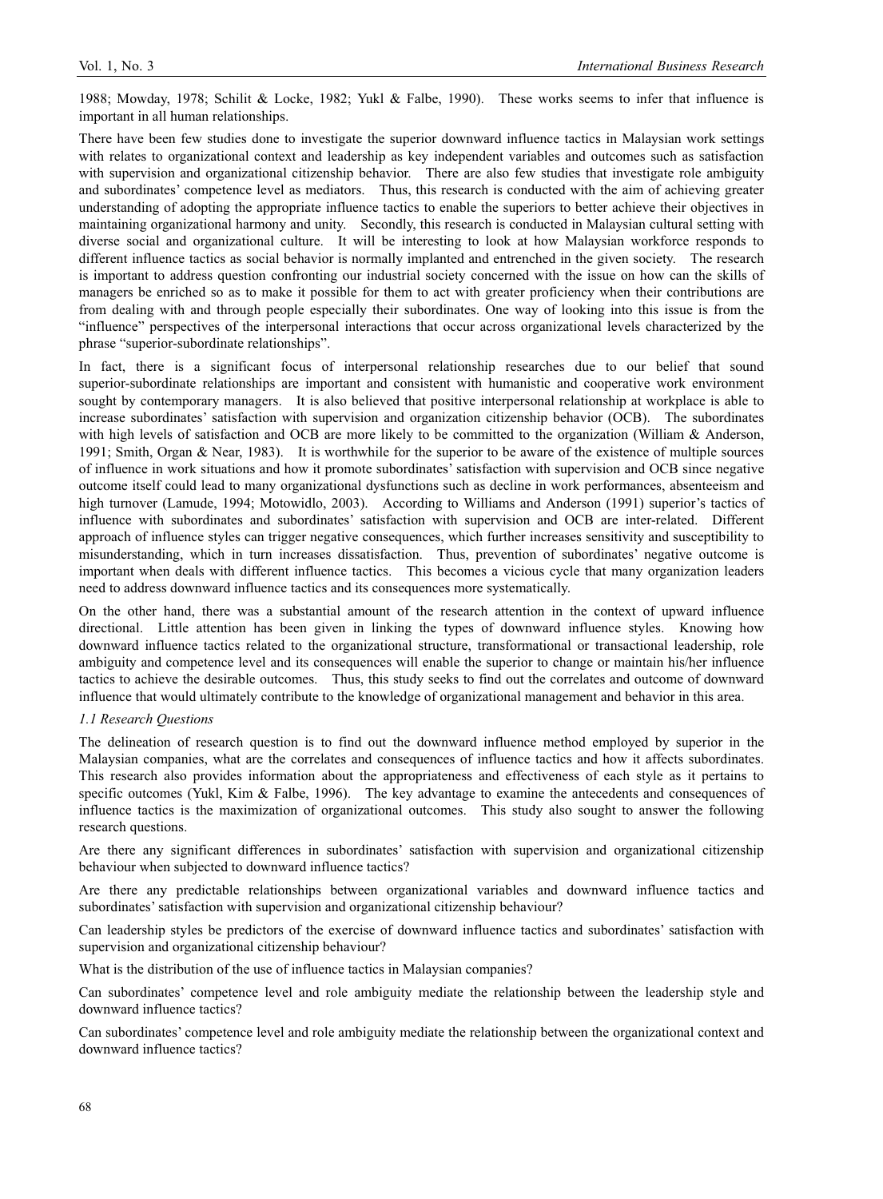1988; Mowday, 1978; Schilit & Locke, 1982; Yukl & Falbe, 1990). These works seems to infer that influence is important in all human relationships.

There have been few studies done to investigate the superior downward influence tactics in Malaysian work settings with relates to organizational context and leadership as key independent variables and outcomes such as satisfaction with supervision and organizational citizenship behavior. There are also few studies that investigate role ambiguity and subordinates' competence level as mediators. Thus, this research is conducted with the aim of achieving greater understanding of adopting the appropriate influence tactics to enable the superiors to better achieve their objectives in maintaining organizational harmony and unity. Secondly, this research is conducted in Malaysian cultural setting with diverse social and organizational culture. It will be interesting to look at how Malaysian workforce responds to different influence tactics as social behavior is normally implanted and entrenched in the given society. The research is important to address question confronting our industrial society concerned with the issue on how can the skills of managers be enriched so as to make it possible for them to act with greater proficiency when their contributions are from dealing with and through people especially their subordinates. One way of looking into this issue is from the "influence" perspectives of the interpersonal interactions that occur across organizational levels characterized by the phrase "superior-subordinate relationships".

In fact, there is a significant focus of interpersonal relationship researches due to our belief that sound superior-subordinate relationships are important and consistent with humanistic and cooperative work environment sought by contemporary managers. It is also believed that positive interpersonal relationship at workplace is able to increase subordinates' satisfaction with supervision and organization citizenship behavior (OCB). The subordinates with high levels of satisfaction and OCB are more likely to be committed to the organization (William & Anderson, 1991; Smith, Organ & Near, 1983). It is worthwhile for the superior to be aware of the existence of multiple sources of influence in work situations and how it promote subordinates' satisfaction with supervision and OCB since negative outcome itself could lead to many organizational dysfunctions such as decline in work performances, absenteeism and high turnover (Lamude, 1994; Motowidlo, 2003). According to Williams and Anderson (1991) superior's tactics of influence with subordinates and subordinates' satisfaction with supervision and OCB are inter-related. Different approach of influence styles can trigger negative consequences, which further increases sensitivity and susceptibility to misunderstanding, which in turn increases dissatisfaction. Thus, prevention of subordinates' negative outcome is important when deals with different influence tactics. This becomes a vicious cycle that many organization leaders need to address downward influence tactics and its consequences more systematically.

On the other hand, there was a substantial amount of the research attention in the context of upward influence directional. Little attention has been given in linking the types of downward influence styles. Knowing how downward influence tactics related to the organizational structure, transformational or transactional leadership, role ambiguity and competence level and its consequences will enable the superior to change or maintain his/her influence tactics to achieve the desirable outcomes. Thus, this study seeks to find out the correlates and outcome of downward influence that would ultimately contribute to the knowledge of organizational management and behavior in this area.

### *1.1 Research Questions*

The delineation of research question is to find out the downward influence method employed by superior in the Malaysian companies, what are the correlates and consequences of influence tactics and how it affects subordinates. This research also provides information about the appropriateness and effectiveness of each style as it pertains to specific outcomes (Yukl, Kim & Falbe, 1996). The key advantage to examine the antecedents and consequences of influence tactics is the maximization of organizational outcomes. This study also sought to answer the following research questions.

Are there any significant differences in subordinates' satisfaction with supervision and organizational citizenship behaviour when subjected to downward influence tactics?

Are there any predictable relationships between organizational variables and downward influence tactics and subordinates' satisfaction with supervision and organizational citizenship behaviour?

Can leadership styles be predictors of the exercise of downward influence tactics and subordinates' satisfaction with supervision and organizational citizenship behaviour?

What is the distribution of the use of influence tactics in Malaysian companies?

Can subordinates' competence level and role ambiguity mediate the relationship between the leadership style and downward influence tactics?

Can subordinates' competence level and role ambiguity mediate the relationship between the organizational context and downward influence tactics?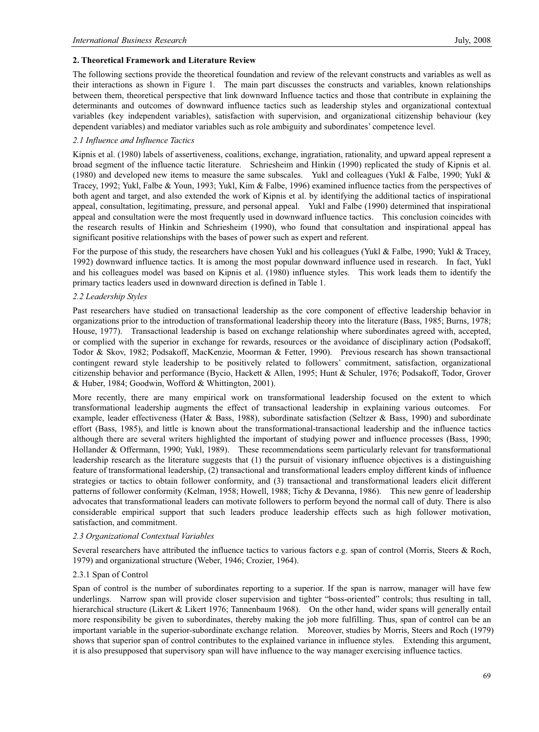## 2. Theoretical Framework and Literature Review

The following sections provide the theoretical foundation and review of the relevant constructs and variables as well as their interactions as shown in Figure 1. The main part discusses the constructs and variables, known relationships between them, theoretical perspective that link downward Influence tactics and those that contribute in explaining the determinants and outcomes of downward influence tactics such as leadership styles and organizational contextual variables (key independent variables), satisfaction with supervision, and organizational citizenship behaviour (key dependent variables) and mediator variables such as role ambiguity and subordinates' competence level.

### *2.1 Influence and Influence Tactics*

Kipnis et al. (1980) labels of assertiveness, coalitions, exchange, ingratiation, rationality, and upward appeal represent a broad segment of the influence tactic literature. Schriesheim and Hinkin (1990) replicated the study of Kipnis et al. (1980) and developed new items to measure the same subscales. Yukl and colleagues (Yukl & Falbe, 1990; Yukl & Tracey, 1992; Yukl, Falbe & Youn, 1993; Yukl, Kim & Falbe, 1996) examined influence tactics from the perspectives of both agent and target, and also extended the work of Kipnis et al. by identifying the additional tactics of inspirational appeal, consultation, legitimating, pressure, and personal appeal. Yukl and Falbe (1990) determined that inspirational appeal and consultation were the most frequently used in downward influence tactics. This conclusion coincides with the research results of Hinkin and Schriesheim (1990), who found that consultation and inspirational appeal has significant positive relationships with the bases of power such as expert and referent.

For the purpose of this study, the researchers have chosen Yukl and his colleagues (Yukl & Falbe, 1990; Yukl & Tracey, 1992) downward influence tactics. It is among the most popular downward influence used in research. In fact, Yukl and his colleagues model was based on Kipnis et al. (1980) influence styles. This work leads them to identify the primary tactics leaders used in downward direction is defined in Table 1.

### *2.2 Leadership Styles*

Past researchers have studied on transactional leadership as the core component of effective leadership behavior in organizations prior to the introduction of transformational leadership theory into the literature (Bass, 1985; Burns, 1978; House, 1977). Transactional leadership is based on exchange relationship where subordinates agreed with, accepted, or complied with the superior in exchange for rewards, resources or the avoidance of disciplinary action (Podsakoff, Todor & Skov, 1982; Podsakoff, MacKenzie, Moorman & Fetter, 1990). Previous research has shown transactional contingent reward style leadership to be positively related to followers' commitment, satisfaction, organizational citizenship behavior and performance (Bycio, Hackett & Allen, 1995; Hunt & Schuler, 1976; Podsakoff, Todor, Grover & Huber, 1984; Goodwin, Wofford & Whittington, 2001).

More recently, there are many empirical work on transformational leadership focused on the extent to which transformational leadership augments the effect of transactional leadership in explaining various outcomes. For example, leader effectiveness (Hater & Bass, 1988), subordinate satisfaction (Seltzer & Bass, 1990) and subordinate effort (Bass, 1985), and little is known about the transformational-transactional leadership and the influence tactics although there are several writers highlighted the important of studying power and influence processes (Bass, 1990; Hollander & Offermann, 1990; Yukl, 1989). These recommendations seem particularly relevant for transformational leadership research as the literature suggests that (1) the pursuit of visionary influence objectives is a distinguishing feature of transformational leadership, (2) transactional and transformational leaders employ different kinds of influence strategies or tactics to obtain follower conformity, and (3) transactional and transformational leaders elicit different patterns of follower conformity (Kelman, 1958; Howell, 1988; Tichy & Devanna, 1986). This new genre of leadership advocates that transformational leaders can motivate followers to perform beyond the normal call of duty. There is also considerable empirical support that such leaders produce leadership effects such as high follower motivation, satisfaction, and commitment.

### *2.3 Organizational Contextual Variables*

Several researchers have attributed the influence tactics to various factors e.g. span of control (Morris, Steers & Roch, 1979) and organizational structure (Weber, 1946; Crozier, 1964).

#### 2.3.1 Span of Control

Span of control is the number of subordinates reporting to a superior. If the span is narrow, manager will have few underlings. Narrow span will provide closer supervision and tighter "boss-oriented" controls; thus resulting in tall, hierarchical structure (Likert & Likert 1976; Tannenbaum 1968). On the other hand, wider spans will generally entail more responsibility be given to subordinates, thereby making the job more fulfilling. Thus, span of control can be an important variable in the superior-subordinate exchange relation. Moreover, studies by Morris, Steers and Roch (1979) shows that superior span of control contributes to the explained variance in influence styles. Extending this argument, it is also presupposed that supervisory span will have influence to the way manager exercising influence tactics.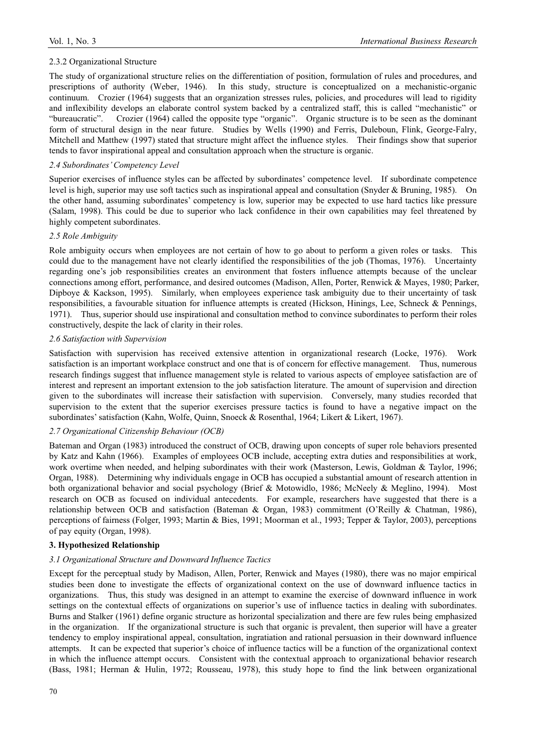2.3.2 Organizational Structure

The study of organizational structure relies on the differentiation of position, formulation of rules and procedures, and prescriptions of authority (Weber, 1946). In this study, structure is conceptualized on a mechanistic-organic continuum. Crozier (1964) suggests that an organization stresses rules, policies, and procedures will lead to rigidity and inflexibility develops an elaborate control system backed by a centralized staff, this is called "mechanistic" or "bureaucratic". Crozier (1964) called the opposite type "organic". Organic structure is to be seen as the dominant form of structural design in the near future. Studies by Wells (1990) and Ferris, Duleboun, Flink, George-Falry, Mitchell and Matthew (1997) stated that structure might affect the influence styles. Their findings show that superior tends to favor inspirational appeal and consultation approach when the structure is organic.

*2.4 Subordinates' Competency Level*

Superior exercises of influence styles can be affected by subordinates' competence level. If subordinate competence level is high, superior may use soft tactics such as inspirational appeal and consultation (Snyder & Bruning, 1985). On the other hand, assuming subordinates' competency is low, superior may be expected to use hard tactics like pressure (Salam, 1998). This could be due to superior who lack confidence in their own capabilities may feel threatened by highly competent subordinates.

*2.5 Role Ambiguity*

Role ambiguity occurs when employees are not certain of how to go about to perform a given roles or tasks. This could due to the management have not clearly identified the responsibilities of the job (Thomas, 1976). Uncertainty regarding one's job responsibilities creates an environment that fosters influence attempts because of the unclear connections among effort, performance, and desired outcomes (Madison, Allen, Porter, Renwick & Mayes, 1980; Parker, Dipboye & Kackson, 1995). Similarly, when employees experience task ambiguity due to their uncertainty of task responsibilities, a favourable situation for influence attempts is created (Hickson, Hinings, Lee, Schneck & Pennings, 1971). Thus, superior should use inspirational and consultation method to convince subordinates to perform their roles constructively, despite the lack of clarity in their roles.

*2.6 Satisfaction with Supervision*

Satisfaction with supervision has received extensive attention in organizational research (Locke, 1976). Work satisfaction is an important workplace construct and one that is of concern for effective management. Thus, numerous research findings suggest that influence management style is related to various aspects of employee satisfaction are of interest and represent an important extension to the job satisfaction literature. The amount of supervision and direction given to the subordinates will increase their satisfaction with supervision. Conversely, many studies recorded that supervision to the extent that the superior exercises pressure tactics is found to have a negative impact on the subordinates' satisfaction (Kahn, Wolfe, Quinn, Snoeck & Rosenthal, 1964; Likert & Likert, 1967).

*2.7 Organizational Citizenship Behaviour (OCB)*

Bateman and Organ (1983) introduced the construct of OCB, drawing upon concepts of super role behaviors presented by Katz and Kahn (1966). Examples of employees OCB include, accepting extra duties and responsibilities at work, work overtime when needed, and helping subordinates with their work (Masterson, Lewis, Goldman & Taylor, 1996; Organ, 1988). Determining why individuals engage in OCB has occupied a substantial amount of research attention in both organizational behavior and social psychology (Brief & Motowidlo, 1986; McNeely & Meglino, 1994). Most research on OCB as focused on individual antecedents. For example, researchers have suggested that there is a relationship between OCB and satisfaction (Bateman & Organ, 1983) commitment (O'Reilly & Chatman, 1986), perceptions of fairness (Folger, 1993; Martin & Bies, 1991; Moorman et al., 1993; Tepper & Taylor, 2003), perceptions of pay equity (Organ, 1998).

## 3. Hypothesized Relationship

*3.1 Organizational Structure and Downward Influence Tactics*

Except for the perceptual study by Madison, Allen, Porter, Renwick and Mayes (1980), there was no major empirical studies been done to investigate the effects of organizational context on the use of downward influence tactics in organizations. Thus, this study was designed in an attempt to examine the exercise of downward influence in work settings on the contextual effects of organizations on superior's use of influence tactics in dealing with subordinates. Burns and Stalker (1961) define organic structure as horizontal specialization and there are few rules being emphasized in the organization. If the organizational structure is such that organic is prevalent, then superior will have a greater tendency to employ inspirational appeal, consultation, ingratiation and rational persuasion in their downward influence attempts. It can be expected that superior's choice of influence tactics will be a function of the organizational context in which the influence attempt occurs. Consistent with the contextual approach to organizational behavior research (Bass, 1981; Herman & Hulin, 1972; Rousseau, 1978), this study hope to find the link between organizational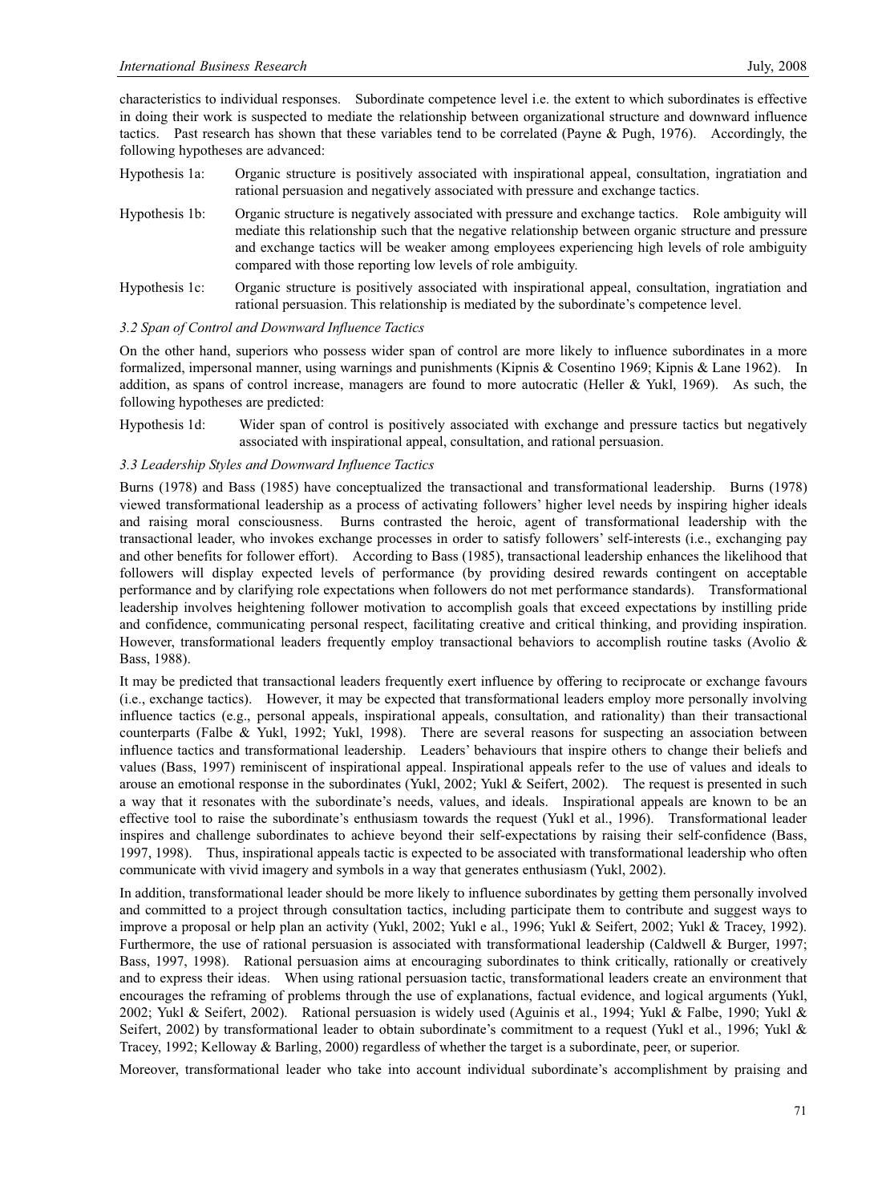characteristics to individual responses. Subordinate competence level i.e. the extent to which subordinates is effective in doing their work is suspected to mediate the relationship between organizational structure and downward influence tactics. Past research has shown that these variables tend to be correlated (Payne & Pugh, 1976). Accordingly, the following hypotheses are advanced:

Hypothesis 1a: Organic structure is positively associated with inspirational appeal, consultation, ingratiation and rational persuasion and negatively associated with pressure and exchange tactics.

Hypothesis 1b: Organic structure is negatively associated with pressure and exchange tactics. Role ambiguity will mediate this relationship such that the negative relationship between organic structure and pressure and exchange tactics will be weaker among employees experiencing high levels of role ambiguity compared with those reporting low levels of role ambiguity.

Hypothesis 1c: Organic structure is positively associated with inspirational appeal, consultation, ingratiation and rational persuasion. This relationship is mediated by the subordinate's competence level.

*3.2 Span of Control and Downward Influence Tactics*

On the other hand, superiors who possess wider span of control are more likely to influence subordinates in a more formalized, impersonal manner, using warnings and punishments (Kipnis & Cosentino 1969; Kipnis & Lane 1962). In addition, as spans of control increase, managers are found to more autocratic (Heller & Yukl, 1969). As such, the following hypotheses are predicted:

Hypothesis 1d: Wider span of control is positively associated with exchange and pressure tactics but negatively associated with inspirational appeal, consultation, and rational persuasion.

*3.3 Leadership Styles and Downward Influence Tactics*

Burns (1978) and Bass (1985) have conceptualized the transactional and transformational leadership. Burns (1978) viewed transformational leadership as a process of activating followers' higher level needs by inspiring higher ideals and raising moral consciousness. Burns contrasted the heroic, agent of transformational leadership with the transactional leader, who invokes exchange processes in order to satisfy followers' self-interests (i.e., exchanging pay and other benefits for follower effort). According to Bass (1985), transactional leadership enhances the likelihood that followers will display expected levels of performance (by providing desired rewards contingent on acceptable performance and by clarifying role expectations when followers do not met performance standards). Transformational leadership involves heightening follower motivation to accomplish goals that exceed expectations by instilling pride and confidence, communicating personal respect, facilitating creative and critical thinking, and providing inspiration. However, transformational leaders frequently employ transactional behaviors to accomplish routine tasks (Avolio & Bass, 1988).

It may be predicted that transactional leaders frequently exert influence by offering to reciprocate or exchange favours (i.e., exchange tactics). However, it may be expected that transformational leaders employ more personally involving influence tactics (e.g., personal appeals, inspirational appeals, consultation, and rationality) than their transactional counterparts (Falbe & Yukl, 1992; Yukl, 1998). There are several reasons for suspecting an association between influence tactics and transformational leadership. Leaders' behaviours that inspire others to change their beliefs and values (Bass, 1997) reminiscent of inspirational appeal. Inspirational appeals refer to the use of values and ideals to arouse an emotional response in the subordinates (Yukl, 2002; Yukl & Seifert, 2002). The request is presented in such a way that it resonates with the subordinate's needs, values, and ideals. Inspirational appeals are known to be an effective tool to raise the subordinate's enthusiasm towards the request (Yukl et al., 1996). Transformational leader inspires and challenge subordinates to achieve beyond their self-expectations by raising their self-confidence (Bass, 1997, 1998). Thus, inspirational appeals tactic is expected to be associated with transformational leadership who often communicate with vivid imagery and symbols in a way that generates enthusiasm (Yukl, 2002).

In addition, transformational leader should be more likely to influence subordinates by getting them personally involved and committed to a project through consultation tactics, including participate them to contribute and suggest ways to improve a proposal or help plan an activity (Yukl, 2002; Yukl e al., 1996; Yukl & Seifert, 2002; Yukl & Tracey, 1992). Furthermore, the use of rational persuasion is associated with transformational leadership (Caldwell & Burger, 1997; Bass, 1997, 1998). Rational persuasion aims at encouraging subordinates to think critically, rationally or creatively and to express their ideas. When using rational persuasion tactic, transformational leaders create an environment that encourages the reframing of problems through the use of explanations, factual evidence, and logical arguments (Yukl, 2002; Yukl & Seifert, 2002). Rational persuasion is widely used (Aguinis et al., 1994; Yukl & Falbe, 1990; Yukl & Seifert, 2002) by transformational leader to obtain subordinate's commitment to a request (Yukl et al., 1996; Yukl & Tracey, 1992; Kelloway & Barling, 2000) regardless of whether the target is a subordinate, peer, or superior.

Moreover, transformational leader who take into account individual subordinate's accomplishment by praising and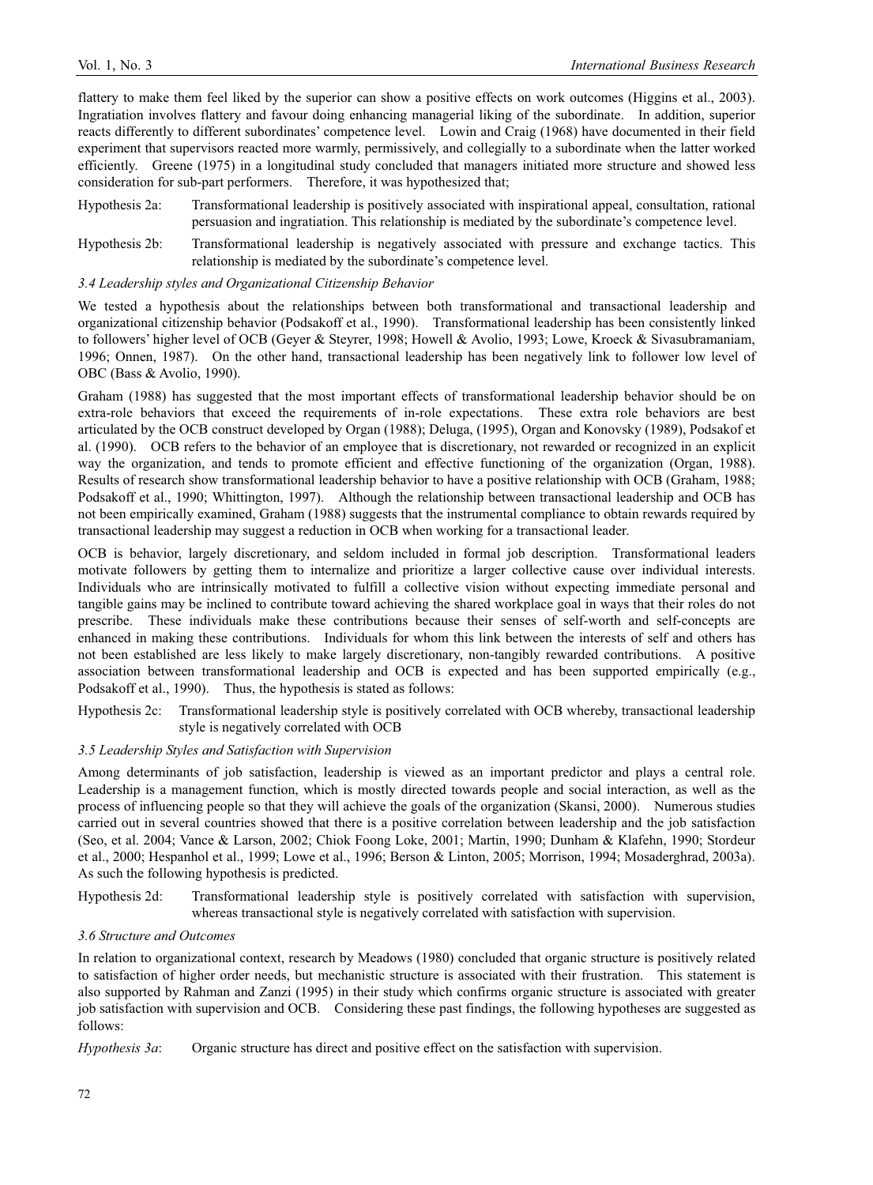flattery to make them feel liked by the superior can show a positive effects on work outcomes (Higgins et al., 2003). Ingratiation involves flattery and favour doing enhancing managerial liking of the subordinate. In addition, superior reacts differently to different subordinates' competence level. Lowin and Craig (1968) have documented in their field experiment that supervisors reacted more warmly, permissively, and collegially to a subordinate when the latter worked efficiently. Greene (1975) in a longitudinal study concluded that managers initiated more structure and showed less consideration for sub-part performers. Therefore, it was hypothesized that;

Hypothesis 2a: Transformational leadership is positively associated with inspirational appeal, consultation, rational persuasion and ingratiation. This relationship is mediated by the subordinate's competence level.

Hypothesis 2b: Transformational leadership is negatively associated with pressure and exchange tactics. This relationship is mediated by the subordinate's competence level.

### *3.4 Leadership styles and Organizational Citizenship Behavior*

We tested a hypothesis about the relationships between both transformational and transactional leadership and organizational citizenship behavior (Podsakoff et al., 1990). Transformational leadership has been consistently linked to followers' higher level of OCB (Geyer & Steyrer, 1998; Howell & Avolio, 1993; Lowe, Kroeck & Sivasubramaniam, 1996; Onnen, 1987). On the other hand, transactional leadership has been negatively link to follower low level of OBC (Bass & Avolio, 1990).

Graham (1988) has suggested that the most important effects of transformational leadership behavior should be on extra-role behaviors that exceed the requirements of in-role expectations. These extra role behaviors are best articulated by the OCB construct developed by Organ (1988); Deluga, (1995), Organ and Konovsky (1989), Podsakof et al. (1990). OCB refers to the behavior of an employee that is discretionary, not rewarded or recognized in an explicit way the organization, and tends to promote efficient and effective functioning of the organization (Organ, 1988). Results of research show transformational leadership behavior to have a positive relationship with OCB (Graham, 1988; Podsakoff et al., 1990; Whittington, 1997). Although the relationship between transactional leadership and OCB has not been empirically examined, Graham (1988) suggests that the instrumental compliance to obtain rewards required by transactional leadership may suggest a reduction in OCB when working for a transactional leader.

OCB is behavior, largely discretionary, and seldom included in formal job description. Transformational leaders motivate followers by getting them to internalize and prioritize a larger collective cause over individual interests. Individuals who are intrinsically motivated to fulfill a collective vision without expecting immediate personal and tangible gains may be inclined to contribute toward achieving the shared workplace goal in ways that their roles do not prescribe. These individuals make these contributions because their senses of self-worth and self-concepts are enhanced in making these contributions. Individuals for whom this link between the interests of self and others has not been established are less likely to make largely discretionary, non-tangibly rewarded contributions. A positive association between transformational leadership and OCB is expected and has been supported empirically (e.g., Podsakoff et al., 1990). Thus, the hypothesis is stated as follows:

Hypothesis 2c: Transformational leadership style is positively correlated with OCB whereby, transactional leadership style is negatively correlated with OCB

### *3.5 Leadership Styles and Satisfaction with Supervision*

Among determinants of job satisfaction, leadership is viewed as an important predictor and plays a central role. Leadership is a management function, which is mostly directed towards people and social interaction, as well as the process of influencing people so that they will achieve the goals of the organization (Skansi, 2000). Numerous studies carried out in several countries showed that there is a positive correlation between leadership and the job satisfaction (Seo, et al. 2004; Vance & Larson, 2002; Chiok Foong Loke, 2001; Martin, 1990; Dunham & Klafehn, 1990; Stordeur et al., 2000; Hespanhol et al., 1999; Lowe et al., 1996; Berson & Linton, 2005; Morrison, 1994; Mosaderghrad, 2003a). As such the following hypothesis is predicted.

Hypothesis 2d: Transformational leadership style is positively correlated with satisfaction with supervision, whereas transactional style is negatively correlated with satisfaction with supervision.

### *3.6 Structure and Outcomes*

In relation to organizational context, research by Meadows (1980) concluded that organic structure is positively related to satisfaction of higher order needs, but mechanistic structure is associated with their frustration. This statement is also supported by Rahman and Zanzi (1995) in their study which confirms organic structure is associated with greater job satisfaction with supervision and OCB. Considering these past findings, the following hypotheses are suggested as follows:

*Hypothesis 3a*: Organic structure has direct and positive effect on the satisfaction with supervision.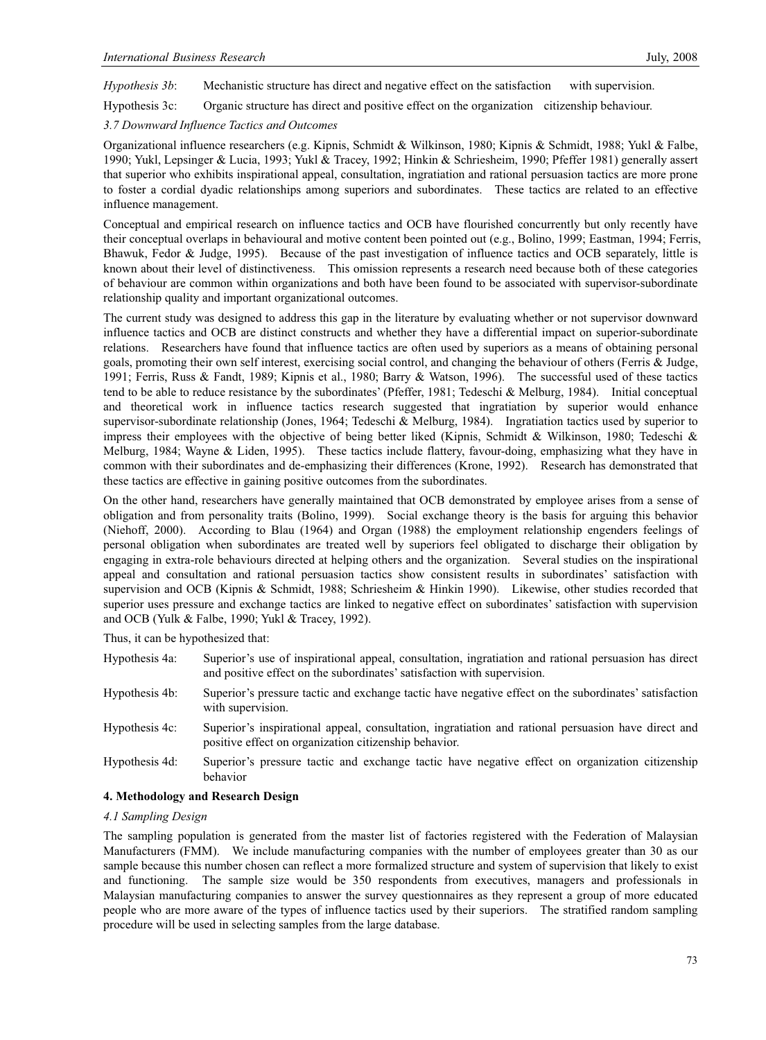*Hypothesis 3b*: Mechanistic structure has direct and negative effect on the satisfaction with supervision.

Hypothesis 3c: Organic structure has direct and positive effect on the organization citizenship behaviour.

*3.7 Downward Influence Tactics and Outcomes*

Organizational influence researchers (e.g. Kipnis, Schmidt & Wilkinson, 1980; Kipnis & Schmidt, 1988; Yukl & Falbe, 1990; Yukl, Lepsinger & Lucia, 1993; Yukl & Tracey, 1992; Hinkin & Schriesheim, 1990; Pfeffer 1981) generally assert that superior who exhibits inspirational appeal, consultation, ingratiation and rational persuasion tactics are more prone to foster a cordial dyadic relationships among superiors and subordinates. These tactics are related to an effective influence management.

Conceptual and empirical research on influence tactics and OCB have flourished concurrently but only recently have their conceptual overlaps in behavioural and motive content been pointed out (e.g., Bolino, 1999; Eastman, 1994; Ferris, Bhawuk, Fedor & Judge, 1995). Because of the past investigation of influence tactics and OCB separately, little is known about their level of distinctiveness. This omission represents a research need because both of these categories of behaviour are common within organizations and both have been found to be associated with supervisor-subordinate relationship quality and important organizational outcomes.

The current study was designed to address this gap in the literature by evaluating whether or not supervisor downward influence tactics and OCB are distinct constructs and whether they have a differential impact on superior-subordinate relations. Researchers have found that influence tactics are often used by superiors as a means of obtaining personal goals, promoting their own self interest, exercising social control, and changing the behaviour of others (Ferris & Judge, 1991; Ferris, Russ & Fandt, 1989; Kipnis et al., 1980; Barry & Watson, 1996). The successful used of these tactics tend to be able to reduce resistance by the subordinates' (Pfeffer, 1981; Tedeschi & Melburg, 1984). Initial conceptual and theoretical work in influence tactics research suggested that ingratiation by superior would enhance supervisor-subordinate relationship (Jones, 1964; Tedeschi & Melburg, 1984). Ingratiation tactics used by superior to impress their employees with the objective of being better liked (Kipnis, Schmidt & Wilkinson, 1980; Tedeschi & Melburg, 1984; Wayne & Liden, 1995). These tactics include flattery, favour-doing, emphasizing what they have in common with their subordinates and de-emphasizing their differences (Krone, 1992). Research has demonstrated that these tactics are effective in gaining positive outcomes from the subordinates.

On the other hand, researchers have generally maintained that OCB demonstrated by employee arises from a sense of obligation and from personality traits (Bolino, 1999). Social exchange theory is the basis for arguing this behavior (Niehoff, 2000). According to Blau (1964) and Organ (1988) the employment relationship engenders feelings of personal obligation when subordinates are treated well by superiors feel obligated to discharge their obligation by engaging in extra-role behaviours directed at helping others and the organization. Several studies on the inspirational appeal and consultation and rational persuasion tactics show consistent results in subordinates' satisfaction with supervision and OCB (Kipnis & Schmidt, 1988; Schriesheim & Hinkin 1990). Likewise, other studies recorded that superior uses pressure and exchange tactics are linked to negative effect on subordinates' satisfaction with supervision and OCB (Yulk & Falbe, 1990; Yukl & Tracey, 1992).

Thus, it can be hypothesized that:

Hypothesis 4a: Superior's use of inspirational appeal, consultation, ingratiation and rational persuasion has direct and positive effect on the subordinates' satisfaction with supervision.

Hypothesis 4b: Superior's pressure tactic and exchange tactic have negative effect on the subordinates' satisfaction with supervision.

Hypothesis 4c: Superior's inspirational appeal, consultation, ingratiation and rational persuasion have direct and positive effect on organization citizenship behavior.

Hypothesis 4d: Superior's pressure tactic and exchange tactic have negative effect on organization citizenship behavior

## 4. Methodology and Research Design

*4.1 Sampling Design*

The sampling population is generated from the master list of factories registered with the Federation of Malaysian Manufacturers (FMM). We include manufacturing companies with the number of employees greater than 30 as our sample because this number chosen can reflect a more formalized structure and system of supervision that likely to exist and functioning. The sample size would be 350 respondents from executives, managers and professionals in Malaysian manufacturing companies to answer the survey questionnaires as they represent a group of more educated people who are more aware of the types of influence tactics used by their superiors. The stratified random sampling procedure will be used in selecting samples from the large database.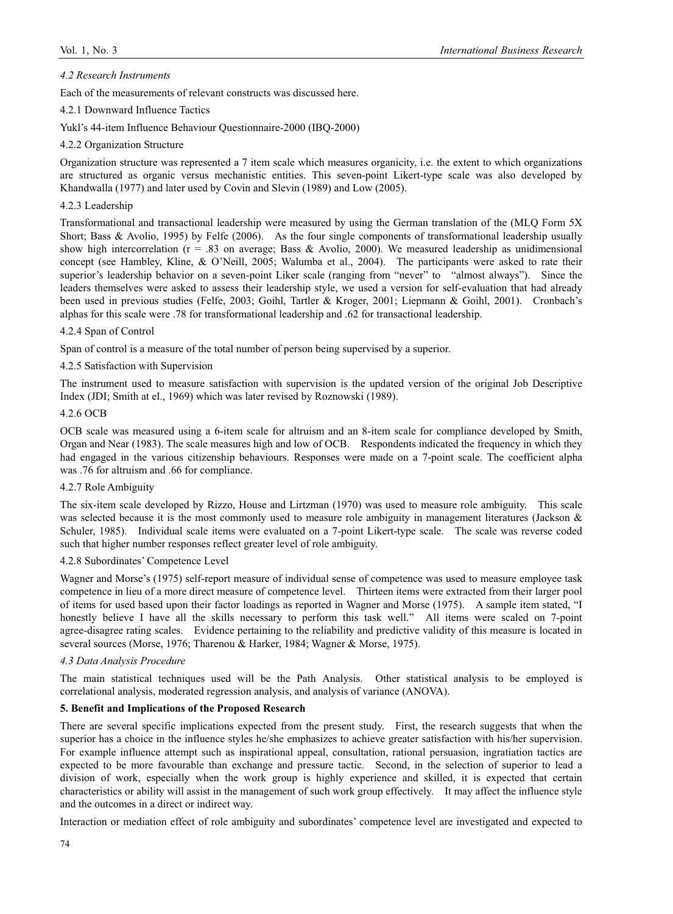*4.2 Research Instruments*

Each of the measurements of relevant constructs was discussed here.

4.2.1 Downward Influence Tactics

Yukl's 44-item Influence Behaviour Questionnaire-2000 (IBQ-2000)

4.2.2 Organization Structure

Organization structure was represented a 7 item scale which measures organicity, i.e. the extent to which organizations are structured as organic versus mechanistic entities. This seven-point Likert-type scale was also developed by Khandwalla (1977) and later used by Covin and Slevin (1989) and Low (2005).

4.2.3 Leadership

Transformational and transactional leadership were measured by using the German translation of the (MLQ Form 5X Short; Bass & Avolio, 1995) by Felfe (2006). As the four single components of transformational leadership usually show high intercorrelation ($r = .83$ on average; Bass & Avolio, 2000). We measured leadership as unidimensional concept (see Hambley, Kline, & O'Neill, 2005; Walumba et al., 2004). The participants were asked to rate their superior's leadership behavior on a seven-point Liker scale (ranging from "never" to "almost always"). Since the leaders themselves were asked to assess their leadership style, we used a version for self-evaluation that had already been used in previous studies (Felfe, 2003; Goihl, Tartler & Kroger, 2001; Liepmann & Goihl, 2001). Cronbach's alphas for this scale were .78 for transformational leadership and .62 for transactional leadership.

4.2.4 Span of Control

Span of control is a measure of the total number of person being supervised by a superior.

4.2.5 Satisfaction with Supervision

The instrument used to measure satisfaction with supervision is the updated version of the original Job Descriptive Index (JDI; Smith at el., 1969) which was later revised by Roznowski (1989).

4.2.6 OCB

OCB scale was measured using a 6-item scale for altruism and an 8-item scale for compliance developed by Smith, Organ and Near (1983). The scale measures high and low of OCB. Respondents indicated the frequency in which they had engaged in the various citizenship behaviours. Responses were made on a 7-point scale. The coefficient alpha was .76 for altruism and .66 for compliance.

4.2.7 Role Ambiguity

The six-item scale developed by Rizzo, House and Lirtzman (1970) was used to measure role ambiguity. This scale was selected because it is the most commonly used to measure role ambiguity in management literatures (Jackson & Schuler, 1985). Individual scale items were evaluated on a 7-point Likert-type scale. The scale was reverse coded such that higher number responses reflect greater level of role ambiguity.

4.2.8 Subordinates' Competence Level

Wagner and Morse's (1975) self-report measure of individual sense of competence was used to measure employee task competence in lieu of a more direct measure of competence level. Thirteen items were extracted from their larger pool of items for used based upon their factor loadings as reported in Wagner and Morse (1975). A sample item stated, "I honestly believe I have all the skills necessary to perform this task well." All items were scaled on 7-point agree-disagree rating scales. Evidence pertaining to the reliability and predictive validity of this measure is located in several sources (Morse, 1976; Tharenou & Harker, 1984; Wagner & Morse, 1975).

*4.3 Data Analysis Procedure*

The main statistical techniques used will be the Path Analysis. Other statistical analysis to be employed is correlational analysis, moderated regression analysis, and analysis of variance (ANOVA).

**5. Benefit and Implications of the Proposed Research**

There are several specific implications expected from the present study. First, the research suggests that when the superior has a choice in the influence styles he/she emphasizes to achieve greater satisfaction with his/her supervision. For example influence attempt such as inspirational appeal, consultation, rational persuasion, ingratiation tactics are expected to be more favourable than exchange and pressure tactic. Second, in the selection of superior to lead a division of work, especially when the work group is highly experience and skilled, it is expected that certain characteristics or ability will assist in the management of such work group effectively. It may affect the influence style and the outcomes in a direct or indirect way.

Interaction or mediation effect of role ambiguity and subordinates' competence level are investigated and expected to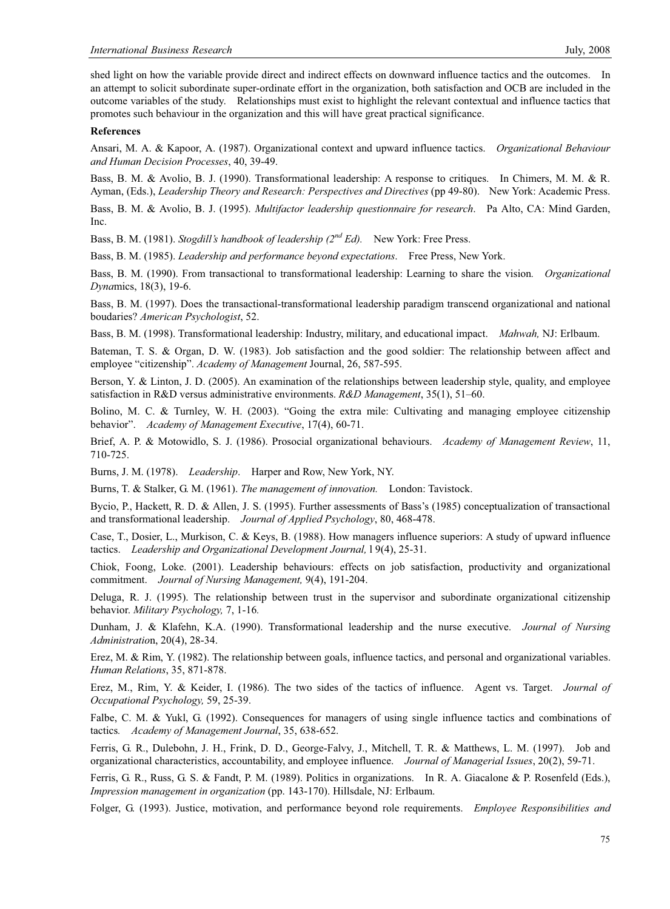shed light on how the variable provide direct and indirect effects on downward influence tactics and the outcomes. In an attempt to solicit subordinate super-ordinate effort in the organization, both satisfaction and OCB are included in the outcome variables of the study. Relationships must exist to highlight the relevant contextual and influence tactics that promotes such behaviour in the organization and this will have great practical significance.

**References**

Ansari, M. A. & Kapoor, A. (1987). Organizational context and upward influence tactics. *Organizational Behaviour and Human Decision Processes*, 40, 39-49.

Bass, B. M. & Avolio, B. J. (1990). Transformational leadership: A response to critiques. In Chimers, M. M. & R. Ayman, (Eds.), *Leadership Theory and Research: Perspectives and Directives* (pp 49-80). New York: Academic Press.

Bass, B. M. & Avolio, B. J. (1995). *Multifactor leadership questionnaire for research*. Pa Alto, CA: Mind Garden, Inc.

Bass, B. M. (1981). *Stogdill's handbook of leadership (2nd Ed).* New York: Free Press.

Bass, B. M. (1985). *Leadership and performance beyond expectations*. Free Press, New York.

Bass, B. M. (1990). From transactional to transformational leadership: Learning to share the vision*. Organizational Dyna*mics, 18(3), 19-6.

Bass, B. M. (1997). Does the transactional-transformational leadership paradigm transcend organizational and national boudaries? *American Psychologist*, 52.

Bass, B. M. (1998). Transformational leadership: Industry, military, and educational impact. *Mahwah,* NJ: Erlbaum.

Bateman, T. S. & Organ, D. W. (1983). Job satisfaction and the good soldier: The relationship between affect and employee "citizenship". *Academy of Management* Journal, 26, 587-595.

Berson, Y. & Linton, J. D. (2005). An examination of the relationships between leadership style, quality, and employee satisfaction in R&D versus administrative environments. *R&D Management*, 35(1), 51–60.

Bolino, M. C. & Turnley, W. H. (2003). "Going the extra mile: Cultivating and managing employee citizenship behavior". *Academy of Management Executive*, 17(4), 60-71.

Brief, A. P. & Motowidlo, S. J. (1986). Prosocial organizational behaviours. *Academy of Management Review*, 11, 710-725.

Burns, J. M. (1978). *Leadership*. Harper and Row, New York, NY.

Burns, T. & Stalker, G. M. (1961). *The management of innovation.* London: Tavistock.

Bycio, P., Hackett, R. D. & Allen, J. S. (1995). Further assessments of Bass's (1985) conceptualization of transactional and transformational leadership. *Journal of Applied Psychology*, 80, 468-478.

Case, T., Dosier, L., Murkison, C. & Keys, B. (1988). How managers influence superiors: A study of upward influence tactics. *Leadership and Organizational Development Journal,* l 9(4), 25-31.

Chiok, Foong, Loke. (2001). Leadership behaviours: effects on job satisfaction, productivity and organizational commitment. *Journal of Nursing Management,* 9(4), 191-204.

Deluga, R. J. (1995). The relationship between trust in the supervisor and subordinate organizational citizenship behavior. *Military Psychology,* 7, 1-16*.*

Dunham, J. & Klafehn, K.A. (1990). Transformational leadership and the nurse executive. *Journal of Nursing Administratio*n, 20(4), 28-34.

Erez, M. & Rim, Y. (1982). The relationship between goals, influence tactics, and personal and organizational variables. *Human Relations*, 35, 871-878.

Erez, M., Rim, Y. & Keider, I. (1986). The two sides of the tactics of influence. Agent vs. Target. *Journal of Occupational Psychology,* 59, 25-39.

Falbe, C. M. & Yukl, G. (1992). Consequences for managers of using single influence tactics and combinations of tactics*. Academy of Management Journal*, 35, 638-652.

Ferris, G. R., Dulebohn, J. H., Frink, D. D., George-Falvy, J., Mitchell, T. R. & Matthews, L. M. (1997). Job and organizational characteristics, accountability, and employee influence. *Journal of Managerial Issues*, 20(2), 59-71.

Ferris, G. R., Russ, G. S. & Fandt, P. M. (1989). Politics in organizations. In R. A. Giacalone & P. Rosenfeld (Eds.), *Impression management in organization* (pp. 143-170). Hillsdale, NJ: Erlbaum.

Folger, G. (1993). Justice, motivation, and performance beyond role requirements. *Employee Responsibilities and*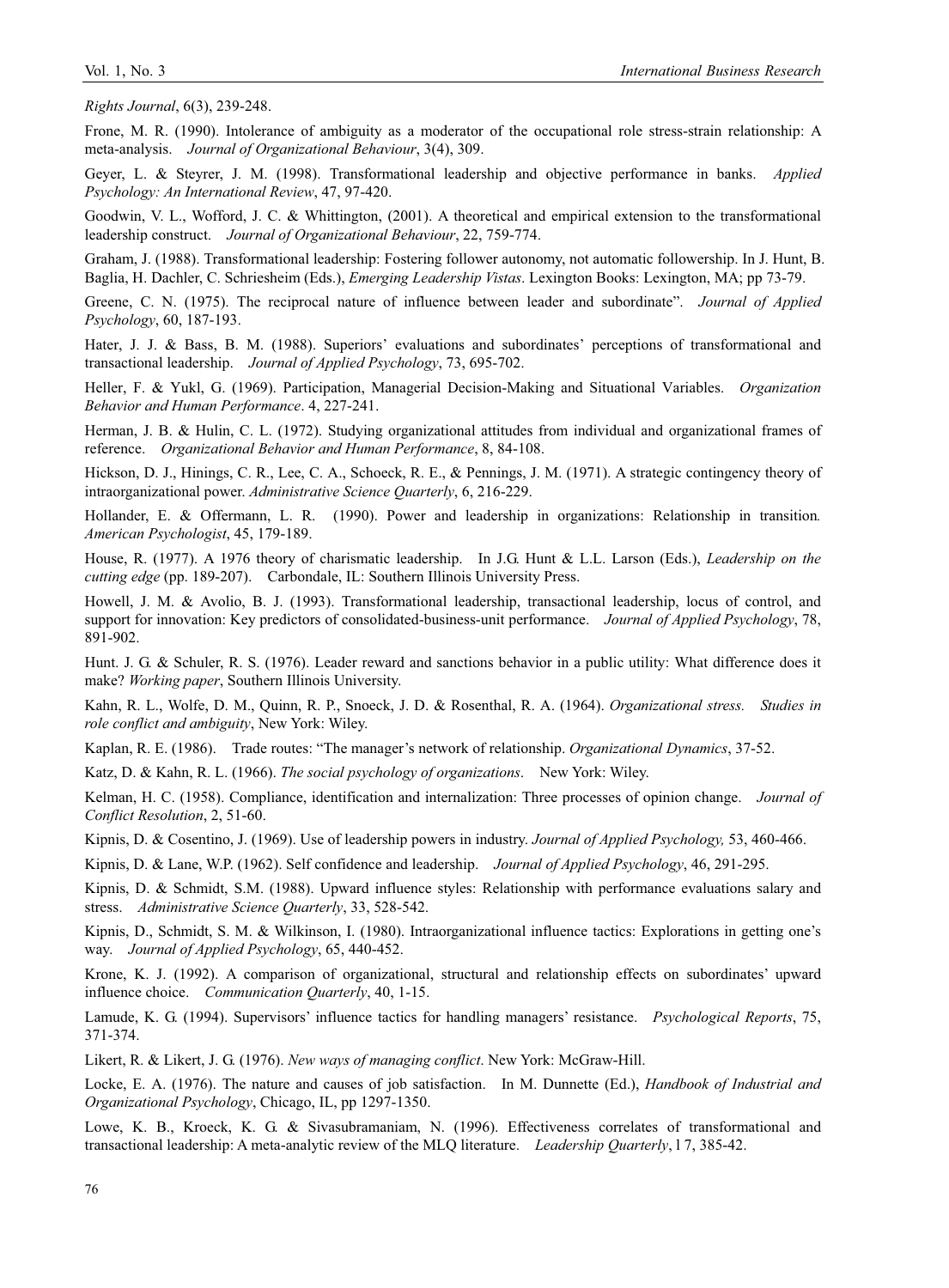*Rights Journal*, 6(3), 239-248.

Frone, M. R. (1990). Intolerance of ambiguity as a moderator of the occupational role stress-strain relationship: A meta-analysis. *Journal of Organizational Behaviour*, 3(4), 309.

Geyer, L. & Steyrer, J. M. (1998). Transformational leadership and objective performance in banks. *Applied Psychology: An International Review*, 47, 97-420.

Goodwin, V. L., Wofford, J. C. & Whittington, (2001). A theoretical and empirical extension to the transformational leadership construct. *Journal of Organizational Behaviour*, 22, 759-774.

Graham, J. (1988). Transformational leadership: Fostering follower autonomy, not automatic followership. In J. Hunt, B. Baglia, H. Dachler, C. Schriesheim (Eds.), *Emerging Leadership Vistas*. Lexington Books: Lexington, MA; pp 73-79.

Greene, C. N. (1975). The reciprocal nature of influence between leader and subordinate". *Journal of Applied Psychology*, 60, 187-193.

Hater, J. J. & Bass, B. M. (1988). Superiors' evaluations and subordinates' perceptions of transformational and transactional leadership. *Journal of Applied Psychology*, 73, 695-702.

Heller, F. & Yukl, G. (1969). Participation, Managerial Decision-Making and Situational Variables. *Organization Behavior and Human Performance*. 4, 227-241.

Herman, J. B. & Hulin, C. L. (1972). Studying organizational attitudes from individual and organizational frames of reference. *Organizational Behavior and Human Performance*, 8, 84-108.

Hickson, D. J., Hinings, C. R., Lee, C. A., Schoeck, R. E., & Pennings, J. M. (1971). A strategic contingency theory of intraorganizational power. *Administrative Science Quarterly*, 6, 216-229.

Hollander, E. & Offermann, L. R. (1990). Power and leadership in organizations: Relationship in transition*. American Psychologist*, 45, 179-189.

House, R. (1977). A 1976 theory of charismatic leadership. In J.G. Hunt & L.L. Larson (Eds.), *Leadership on the cutting edge* (pp. 189-207). Carbondale, IL: Southern Illinois University Press.

Howell, J. M. & Avolio, B. J. (1993). Transformational leadership, transactional leadership, locus of control, and support for innovation: Key predictors of consolidated-business-unit performance. *Journal of Applied Psychology*, 78, 891-902.

Hunt. J. G. & Schuler, R. S. (1976). Leader reward and sanctions behavior in a public utility: What difference does it make? *Working paper*, Southern Illinois University.

Kahn, R. L., Wolfe, D. M., Quinn, R. P., Snoeck, J. D. & Rosenthal, R. A. (1964). *Organizational stress. Studies in role conflict and ambiguity*, New York: Wiley.

Kaplan, R. E. (1986). Trade routes: "The manager's network of relationship. *Organizational Dynamics*, 37-52.

Katz, D. & Kahn, R. L. (1966). *The social psychology of organizations*. New York: Wiley.

Kelman, H. C. (1958). Compliance, identification and internalization: Three processes of opinion change. *Journal of Conflict Resolution*, 2, 51-60.

Kipnis, D. & Cosentino, J. (1969). Use of leadership powers in industry. *Journal of Applied Psychology,* 53, 460-466.

Kipnis, D. & Lane, W.P. (1962). Self confidence and leadership. *Journal of Applied Psychology*, 46, 291-295.

Kipnis, D. & Schmidt, S.M. (1988). Upward influence styles: Relationship with performance evaluations salary and stress. *Administrative Science Quarterly*, 33, 528-542.

Kipnis, D., Schmidt, S. M. & Wilkinson, I. (1980). Intraorganizational influence tactics: Explorations in getting one's way. *Journal of Applied Psychology*, 65, 440-452.

Krone, K. J. (1992). A comparison of organizational, structural and relationship effects on subordinates' upward influence choice. *Communication Quarterly*, 40, 1-15.

Lamude, K. G. (1994). Supervisors' influence tactics for handling managers' resistance. *Psychological Reports*, 75, 371-374.

Likert, R. & Likert, J. G. (1976). *New ways of managing conflict*. New York: McGraw-Hill.

Locke, E. A. (1976). The nature and causes of job satisfaction. In M. Dunnette (Ed.), *Handbook of Industrial and Organizational Psychology*, Chicago, IL, pp 1297-1350.

Lowe, K. B., Kroeck, K. G. & Sivasubramaniam, N. (1996). Effectiveness correlates of transformational and transactional leadership: A meta-analytic review of the MLQ literature. *Leadership Quarterly*, l 7, 385-42.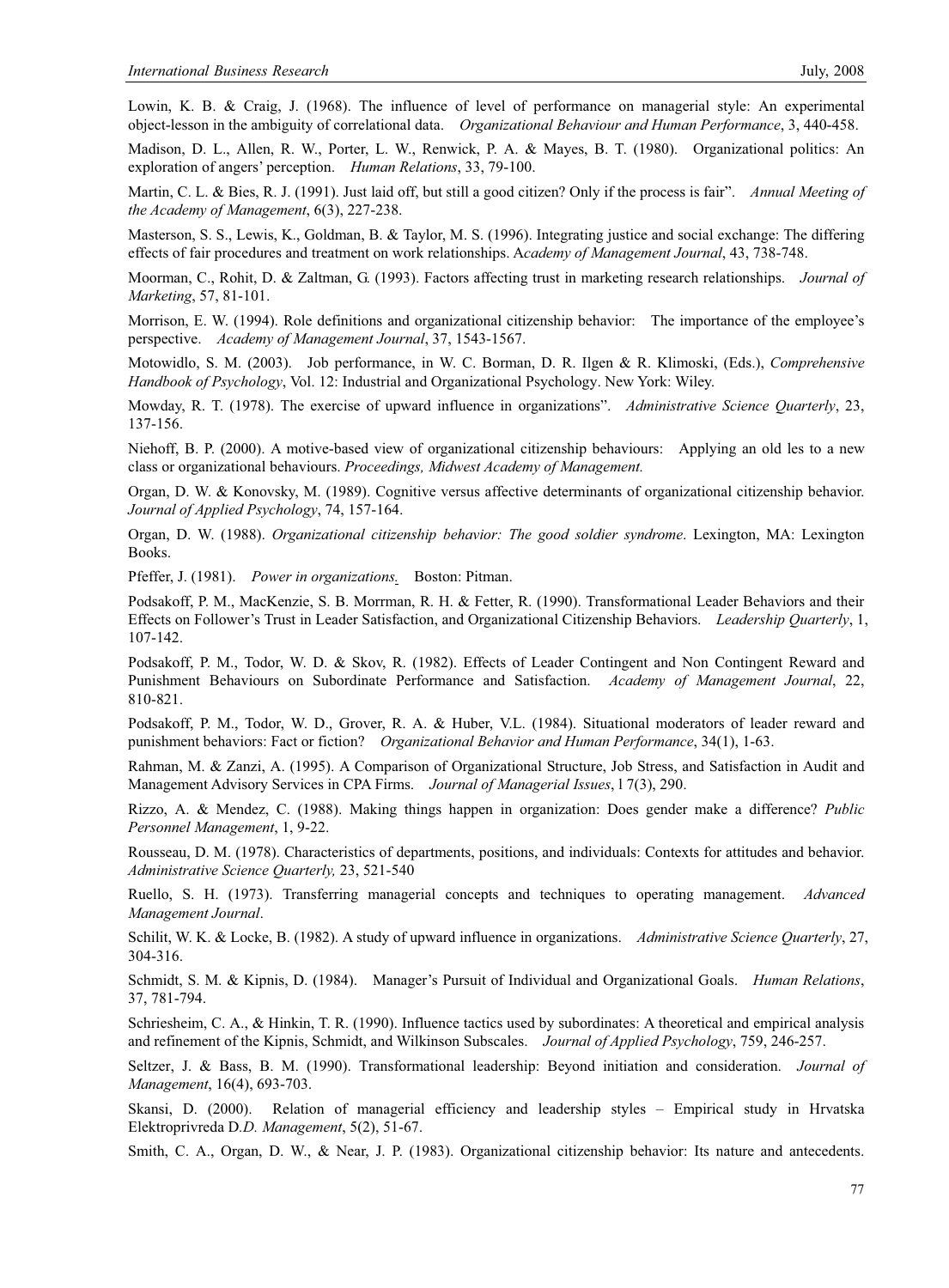Lowin, K. B. & Craig, J. (1968). The influence of level of performance on managerial style: An experimental object-lesson in the ambiguity of correlational data. *Organizational Behaviour and Human Performance*, 3, 440-458.

Madison, D. L., Allen, R. W., Porter, L. W., Renwick, P. A. & Mayes, B. T. (1980). Organizational politics: An exploration of angers' perception. *Human Relations*, 33, 79-100.

Martin, C. L. & Bies, R. J. (1991). Just laid off, but still a good citizen? Only if the process is fair". *Annual Meeting of the Academy of Management*, 6(3), 227-238.

Masterson, S. S., Lewis, K., Goldman, B. & Taylor, M. S. (1996). Integrating justice and social exchange: The differing effects of fair procedures and treatment on work relationships. A*cademy of Management Journal*, 43, 738-748.

Moorman, C., Rohit, D. & Zaltman, G. (1993). Factors affecting trust in marketing research relationships. *Journal of Marketing*, 57, 81-101.

Morrison, E. W. (1994). Role definitions and organizational citizenship behavior: The importance of the employee's perspective. *Academy of Management Journal*, 37, 1543-1567.

Motowidlo, S. M. (2003). Job performance, in W. C. Borman, D. R. Ilgen & R. Klimoski, (Eds.), *Comprehensive Handbook of Psychology*, Vol. 12: Industrial and Organizational Psychology. New York: Wiley.

Mowday, R. T. (1978). The exercise of upward influence in organizations". *Administrative Science Quarterly*, 23, 137-156.

Niehoff, B. P. (2000). A motive-based view of organizational citizenship behaviours: Applying an old les to a new class or organizational behaviours. *Proceedings, Midwest Academy of Management.*

Organ, D. W. & Konovsky, M. (1989). Cognitive versus affective determinants of organizational citizenship behavior. *Journal of Applied Psychology*, 74, 157-164.

Organ, D. W. (1988). *Organizational citizenship behavior: The good soldier syndrome*. Lexington, MA: Lexington Books.

Pfeffer, J. (1981). *Power in organizations.* Boston: Pitman.

Podsakoff, P. M., MacKenzie, S. B. Morrman, R. H. & Fetter, R. (1990). Transformational Leader Behaviors and their Effects on Follower's Trust in Leader Satisfaction, and Organizational Citizenship Behaviors. *Leadership Quarterly*, 1, 107-142.

Podsakoff, P. M., Todor, W. D. & Skov, R. (1982). Effects of Leader Contingent and Non Contingent Reward and Punishment Behaviours on Subordinate Performance and Satisfaction. *Academy of Management Journal*, 22, 810-821.

Podsakoff, P. M., Todor, W. D., Grover, R. A. & Huber, V.L. (1984). Situational moderators of leader reward and punishment behaviors: Fact or fiction? *Organizational Behavior and Human Performance*, 34(1), 1-63.

Rahman, M. & Zanzi, A. (1995). A Comparison of Organizational Structure, Job Stress, and Satisfaction in Audit and Management Advisory Services in CPA Firms. *Journal of Managerial Issues*, l 7(3), 290.

Rizzo, A. & Mendez, C. (1988). Making things happen in organization: Does gender make a difference? *Public Personnel Management*, 1, 9-22.

Rousseau, D. M. (1978). Characteristics of departments, positions, and individuals: Contexts for attitudes and behavior. *Administrative Science Quarterly,* 23, 521-540

Ruello, S. H. (1973). Transferring managerial concepts and techniques to operating management. *Advanced Management Journal*.

Schilit, W. K. & Locke, B. (1982). A study of upward influence in organizations. *Administrative Science Quarterly*, 27, 304-316.

Schmidt, S. M. & Kipnis, D. (1984). Manager's Pursuit of Individual and Organizational Goals. *Human Relations*, 37, 781-794.

Schriesheim, C. A., & Hinkin, T. R. (1990). Influence tactics used by subordinates: A theoretical and empirical analysis and refinement of the Kipnis, Schmidt, and Wilkinson Subscales. *Journal of Applied Psychology*, 759, 246-257.

Seltzer, J. & Bass, B. M. (1990). Transformational leadership: Beyond initiation and consideration. *Journal of Management*, 16(4), 693-703.

Skansi, D. (2000). Relation of managerial efficiency and leadership styles – Empirical study in Hrvatska Elektroprivreda D.*D. Management*, 5(2), 51-67.

Smith, C. A., Organ, D. W., & Near, J. P. (1983). Organizational citizenship behavior: Its nature and antecedents.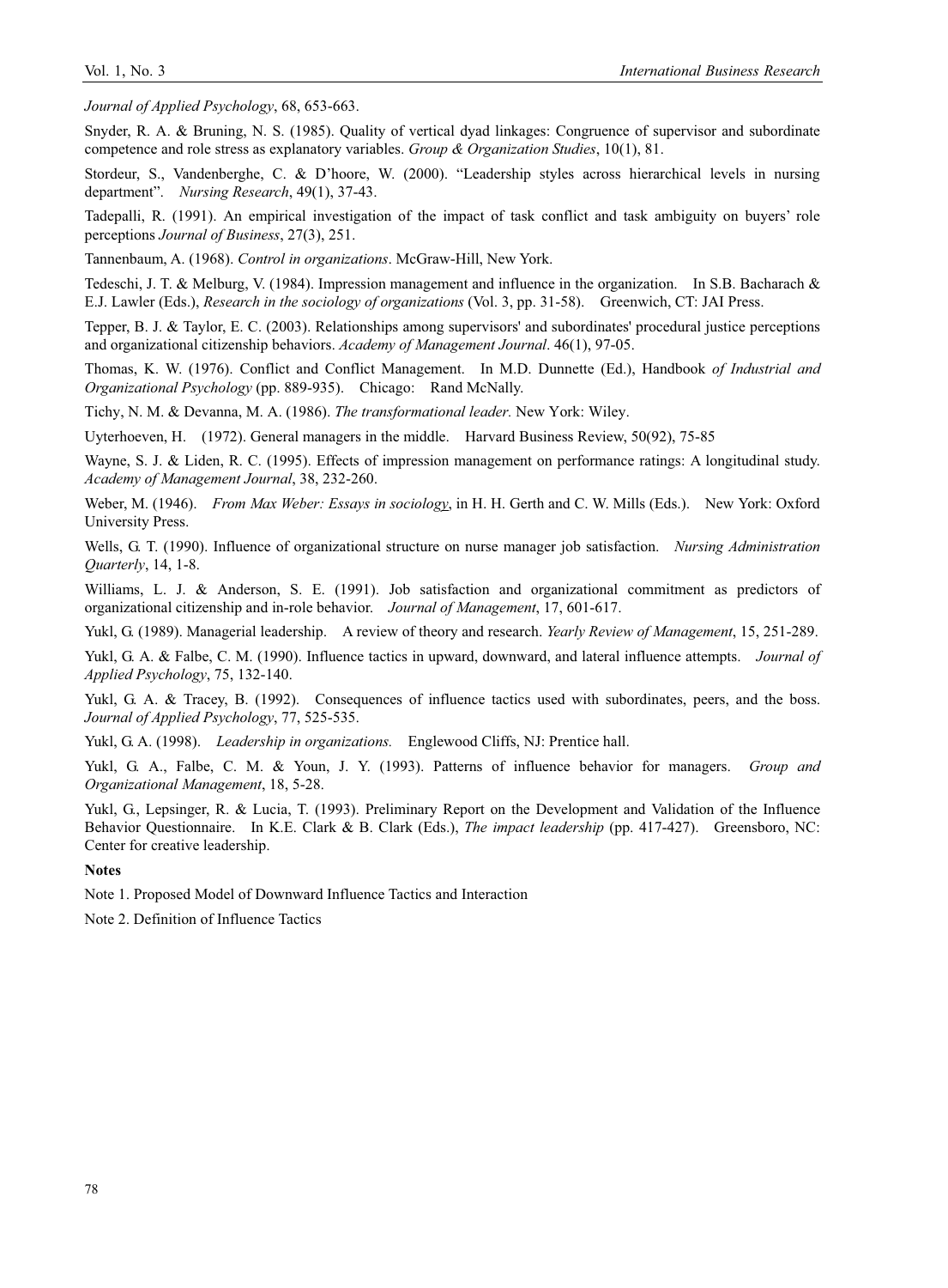*Journal of Applied Psychology*, 68, 653-663.

Snyder, R. A. & Bruning, N. S. (1985). Quality of vertical dyad linkages: Congruence of supervisor and subordinate competence and role stress as explanatory variables. *Group & Organization Studies*, 10(1), 81.

Stordeur, S., Vandenberghe, C. & D'hoore, W. (2000). "Leadership styles across hierarchical levels in nursing department". *Nursing Research*, 49(1), 37-43.

Tadepalli, R. (1991). An empirical investigation of the impact of task conflict and task ambiguity on buyers' role perceptions *Journal of Business*, 27(3), 251.

Tannenbaum, A. (1968). *Control in organizations*. McGraw-Hill, New York.

Tedeschi, J. T. & Melburg, V. (1984). Impression management and influence in the organization. In S.B. Bacharach & E.J. Lawler (Eds.), *Research in the sociology of organizations* (Vol. 3, pp. 31-58). Greenwich, CT: JAI Press.

Tepper, B. J. & Taylor, E. C. (2003). Relationships among supervisors' and subordinates' procedural justice perceptions and organizational citizenship behaviors. *Academy of Management Journal*. 46(1), 97-05.

Thomas, K. W. (1976). Conflict and Conflict Management. In M.D. Dunnette (Ed.), Handbook *of Industrial and Organizational Psychology* (pp. 889-935). Chicago: Rand McNally.

Tichy, N. M. & Devanna, M. A. (1986). *The transformational leader.* New York: Wiley.

Uyterhoeven, H. (1972). General managers in the middle. Harvard Business Review, 50(92), 75-85

Wayne, S. J. & Liden, R. C. (1995). Effects of impression management on performance ratings: A longitudinal study. *Academy of Management Journal*, 38, 232-260.

Weber, M. (1946). *From Max Weber: Essays in sociology*, in H. H. Gerth and C. W. Mills (Eds.). New York: Oxford University Press.

Wells, G. T. (1990). Influence of organizational structure on nurse manager job satisfaction. *Nursing Administration Quarterly*, 14, 1-8.

Williams, L. J. & Anderson, S. E. (1991). Job satisfaction and organizational commitment as predictors of organizational citizenship and in-role behavior. *Journal of Management*, 17, 601-617.

Yukl, G. (1989). Managerial leadership. A review of theory and research. *Yearly Review of Management*, 15, 251-289.

Yukl, G. A. & Falbe, C. M. (1990). Influence tactics in upward, downward, and lateral influence attempts. *Journal of Applied Psychology*, 75, 132-140.

Yukl, G. A. & Tracey, B. (1992). Consequences of influence tactics used with subordinates, peers, and the boss. *Journal of Applied Psychology*, 77, 525-535.

Yukl, G. A. (1998). *Leadership in organizations.* Englewood Cliffs, NJ: Prentice hall.

Yukl, G. A., Falbe, C. M. & Youn, J. Y. (1993). Patterns of influence behavior for managers. *Group and Organizational Management*, 18, 5-28.

Yukl, G., Lepsinger, R. & Lucia, T. (1993). Preliminary Report on the Development and Validation of the Influence Behavior Questionnaire. In K.E. Clark & B. Clark (Eds.), *The impact leadership* (pp. 417-427). Greensboro, NC: Center for creative leadership.

**Notes**

Note 1. Proposed Model of Downward Influence Tactics and Interaction

Note 2. Definition of Influence Tactics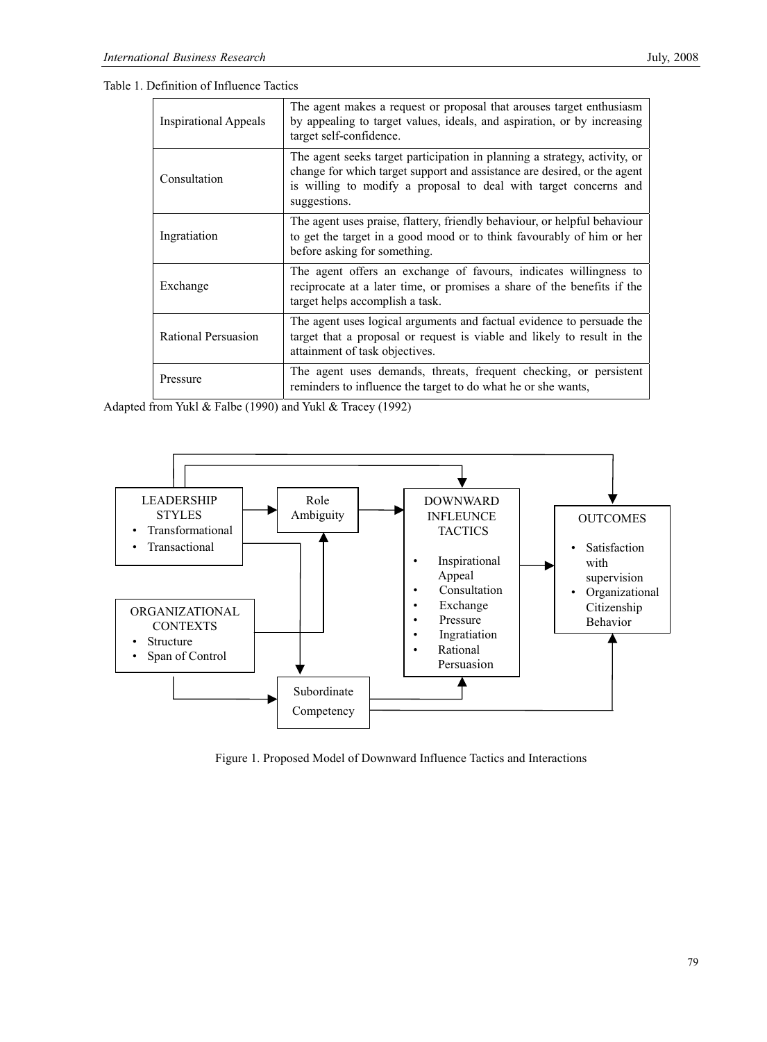Table 1. Definition of Influence Tactics

| | |
|---|---|
| Inspirational Appeals | The agent makes a request or proposal that arouses target enthusiasm by appealing to target values, ideals, and aspiration, or by increasing target self-confidence. |
| Consultation | The agent seeks target participation in planning a strategy, activity, or change for which target support and assistance are desired, or the agent is willing to modify a proposal to deal with target concerns and suggestions. |
| Ingratiation | The agent uses praise, flattery, friendly behaviour, or helpful behaviour to get the target in a good mood or to think favourably of him or her before asking for something. |
| Exchange | The agent offers an exchange of favours, indicates willingness to reciprocate at a later time, or promises a share of the benefits if the target helps accomplish a task. |
| Rational Persuasion | The agent uses logical arguments and factual evidence to persuade the target that a proposal or request is viable and likely to result in the attainment of task objectives. |
| Pressure | The agent uses demands, threats, frequent checking, or persistent reminders to influence the target to do what he or she wants, |

Adapted from Yukl & Falbe (1990) and Yukl & Tracey (1992)

LEADERSHIP STYLES
- Transformational
- Transactional

Role Ambiguity

DOWNWARD INFLEUNCE TACTICS
- Inspirational Appeal
- Consultation
- Exchange
- Pressure
- Ingratiation
- Rational Persuasion

OUTCOMES
- Satisfaction with supervision
- Organizational Citizenship Behavior

ORGANIZATIONAL CONTEXTS
- Structure
- Span of Control

Subordinate Competency

Figure 1. Proposed Model of Downward Influence Tactics and Interactions